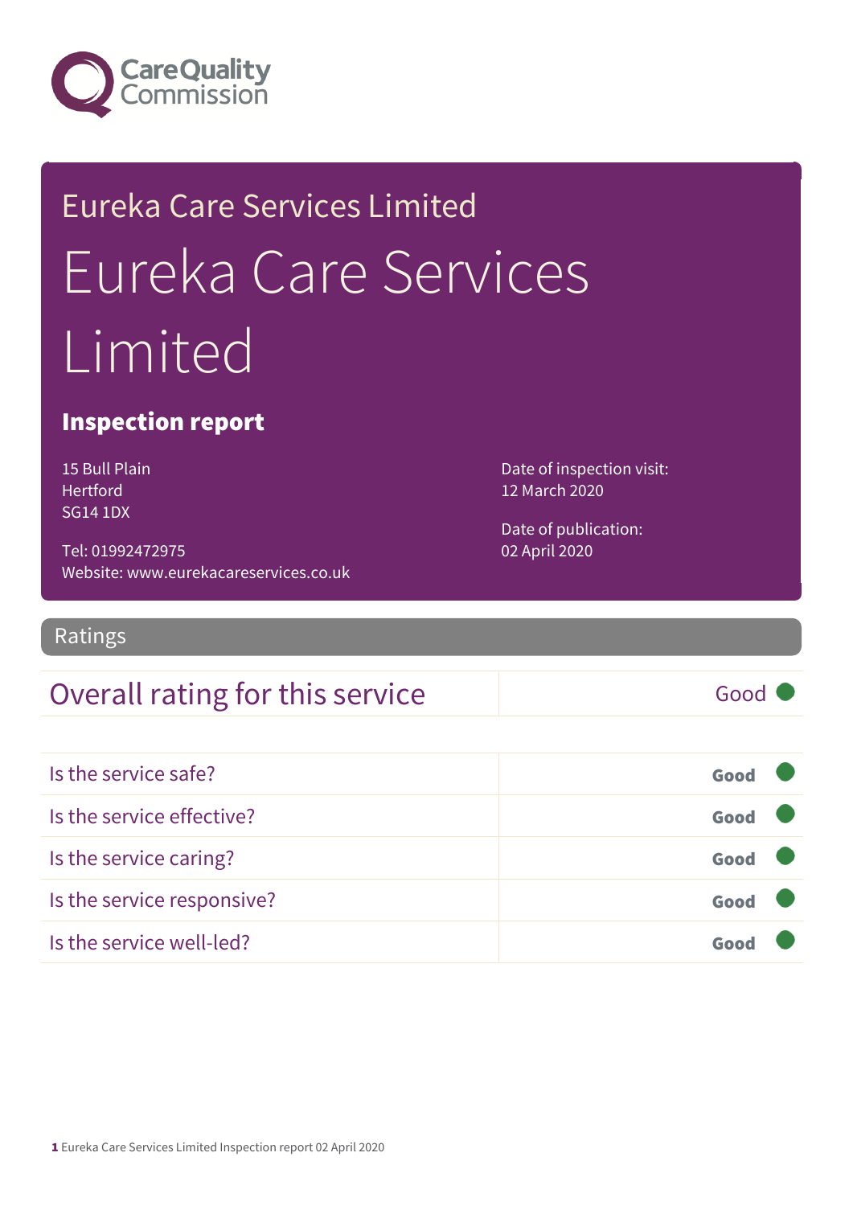Care Quality Commission

# Eureka Care Services Limited

# Eureka Care Services Limited

## Inspection report

15 Bull Plain
Hertford
SG14 1DX

Tel: 01992472975
Website: www.eurekacareservices.co.uk

Date of inspection visit:
12 March 2020

Date of publication:
02 April 2020

## Ratings

| Overall rating for this service | Good |
|---|---|

| | |
|---|---|
| Is the service safe? | Good |
| Is the service effective? | Good |
| Is the service caring? | Good |
| Is the service responsive? | Good |
| Is the service well-led? | Good |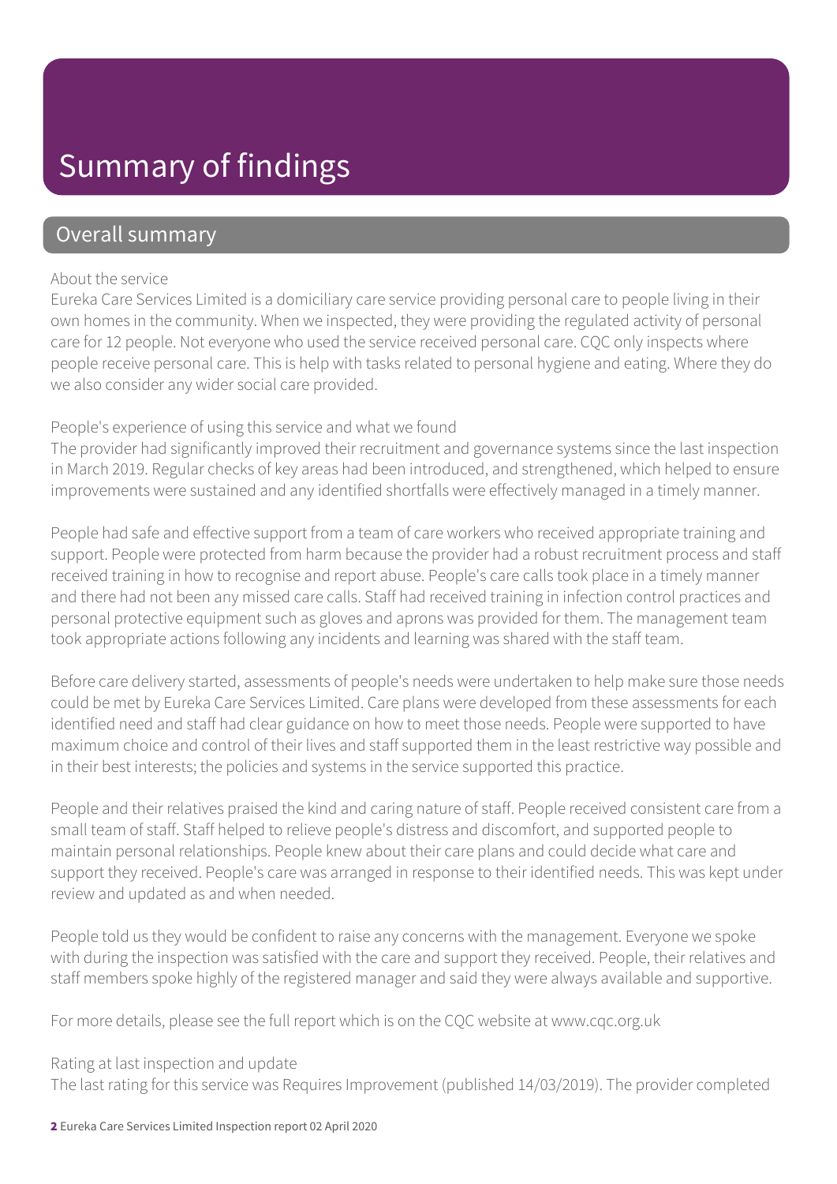# Summary of findings

## Overall summary

About the service

Eureka Care Services Limited is a domiciliary care service providing personal care to people living in their own homes in the community. When we inspected, they were providing the regulated activity of personal care for 12 people. Not everyone who used the service received personal care. CQC only inspects where people receive personal care. This is help with tasks related to personal hygiene and eating. Where they do we also consider any wider social care provided.

People's experience of using this service and what we found

The provider had significantly improved their recruitment and governance systems since the last inspection in March 2019. Regular checks of key areas had been introduced, and strengthened, which helped to ensure improvements were sustained and any identified shortfalls were effectively managed in a timely manner.

People had safe and effective support from a team of care workers who received appropriate training and support. People were protected from harm because the provider had a robust recruitment process and staff received training in how to recognise and report abuse. People's care calls took place in a timely manner and there had not been any missed care calls. Staff had received training in infection control practices and personal protective equipment such as gloves and aprons was provided for them. The management team took appropriate actions following any incidents and learning was shared with the staff team.

Before care delivery started, assessments of people's needs were undertaken to help make sure those needs could be met by Eureka Care Services Limited. Care plans were developed from these assessments for each identified need and staff had clear guidance on how to meet those needs. People were supported to have maximum choice and control of their lives and staff supported them in the least restrictive way possible and in their best interests; the policies and systems in the service supported this practice.

People and their relatives praised the kind and caring nature of staff. People received consistent care from a small team of staff. Staff helped to relieve people's distress and discomfort, and supported people to maintain personal relationships. People knew about their care plans and could decide what care and support they received. People's care was arranged in response to their identified needs. This was kept under review and updated as and when needed.

People told us they would be confident to raise any concerns with the management. Everyone we spoke with during the inspection was satisfied with the care and support they received. People, their relatives and staff members spoke highly of the registered manager and said they were always available and supportive.

For more details, please see the full report which is on the CQC website at www.cqc.org.uk

Rating at last inspection and update

The last rating for this service was Requires Improvement (published 14/03/2019). The provider completed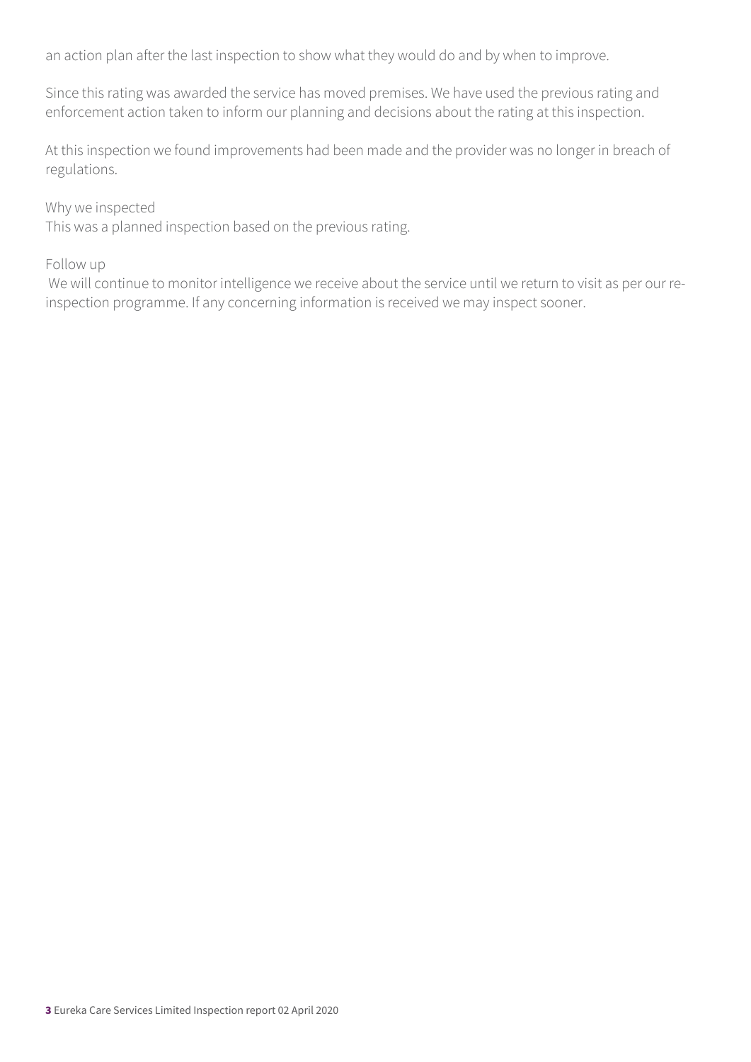an action plan after the last inspection to show what they would do and by when to improve.

Since this rating was awarded the service has moved premises. We have used the previous rating and enforcement action taken to inform our planning and decisions about the rating at this inspection.

At this inspection we found improvements had been made and the provider was no longer in breach of regulations.

Why we inspected
This was a planned inspection based on the previous rating.

Follow up
We will continue to monitor intelligence we receive about the service until we return to visit as per our re-inspection programme. If any concerning information is received we may inspect sooner.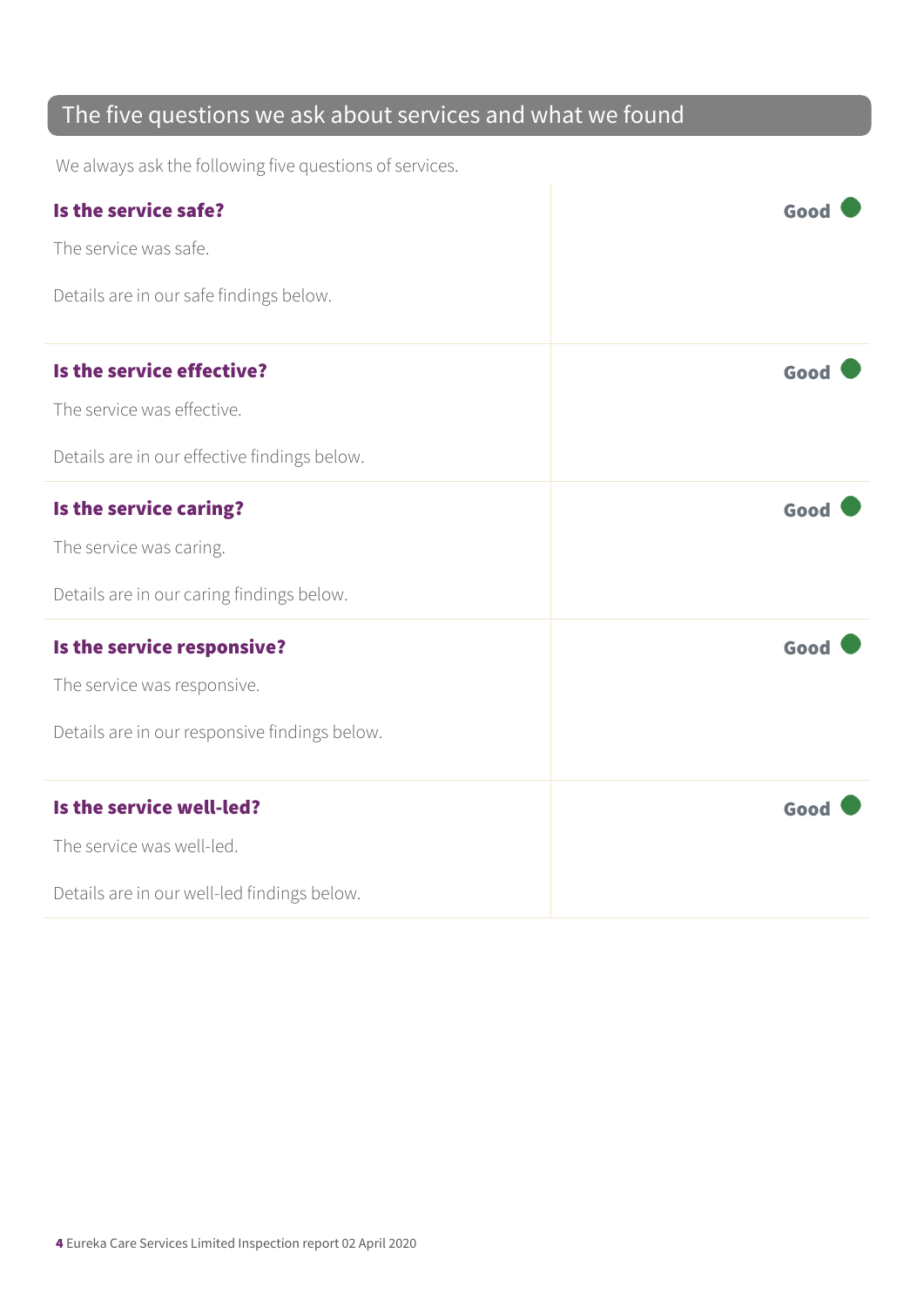## The five questions we ask about services and what we found

We always ask the following five questions of services.

| | |
|---|---|
| **Is the service safe?**<br><br>The service was safe.<br><br>Details are in our safe findings below. | **Good** |
| **Is the service effective?**<br><br>The service was effective.<br><br>Details are in our effective findings below. | **Good** |
| **Is the service caring?**<br><br>The service was caring.<br><br>Details are in our caring findings below. | **Good** |
| **Is the service responsive?**<br><br>The service was responsive.<br><br>Details are in our responsive findings below. | **Good** |
| **Is the service well-led?**<br><br>The service was well-led.<br><br>Details are in our well-led findings below. | **Good** |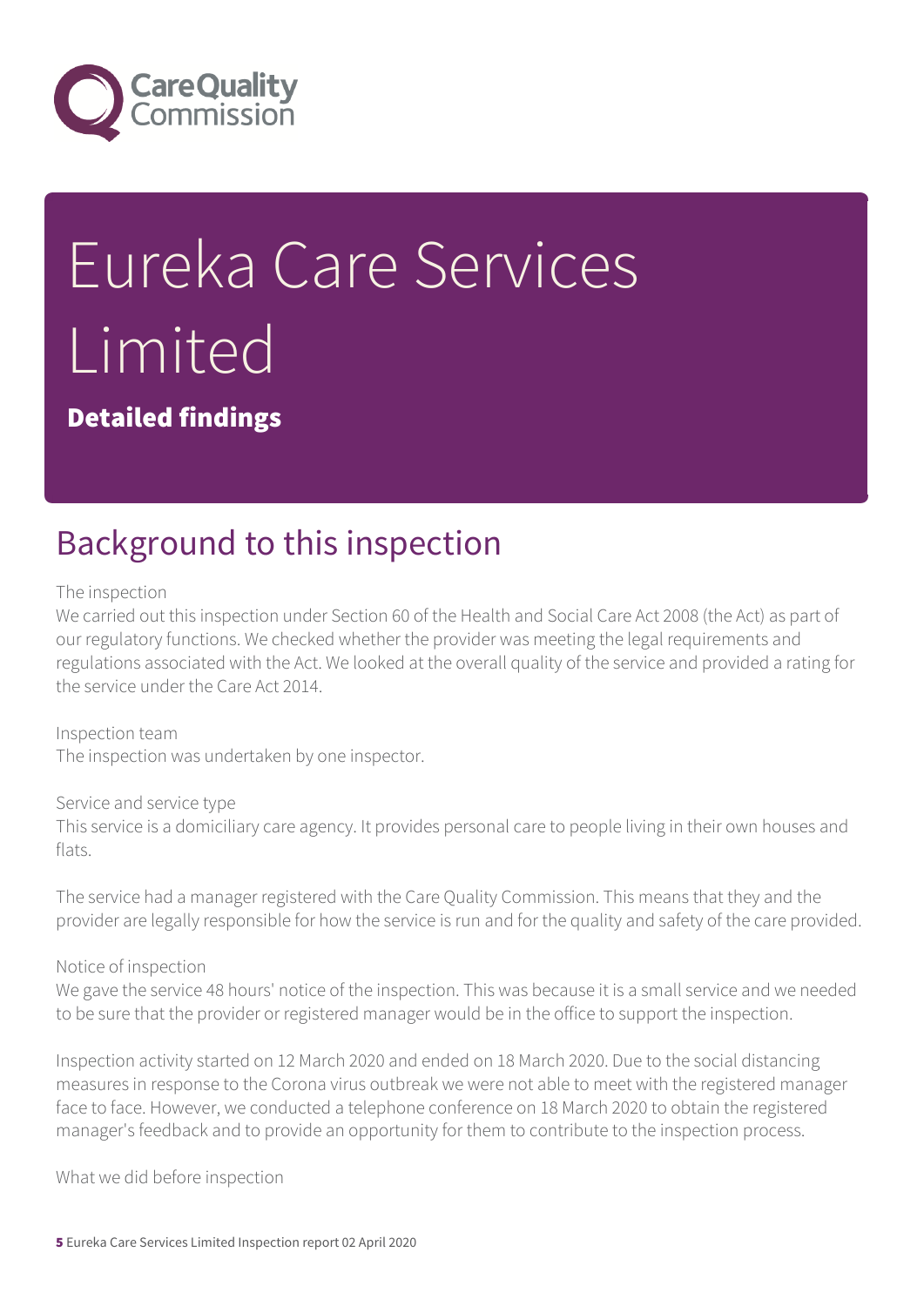# Eureka Care Services Limited

**Detailed findings**

## Background to this inspection

The inspection
We carried out this inspection under Section 60 of the Health and Social Care Act 2008 (the Act) as part of our regulatory functions. We checked whether the provider was meeting the legal requirements and regulations associated with the Act. We looked at the overall quality of the service and provided a rating for the service under the Care Act 2014.

Inspection team
The inspection was undertaken by one inspector.

Service and service type
This service is a domiciliary care agency. It provides personal care to people living in their own houses and flats.

The service had a manager registered with the Care Quality Commission. This means that they and the provider are legally responsible for how the service is run and for the quality and safety of the care provided.

Notice of inspection
We gave the service 48 hours' notice of the inspection. This was because it is a small service and we needed to be sure that the provider or registered manager would be in the office to support the inspection.

Inspection activity started on 12 March 2020 and ended on 18 March 2020. Due to the social distancing measures in response to the Corona virus outbreak we were not able to meet with the registered manager face to face. However, we conducted a telephone conference on 18 March 2020 to obtain the registered manager's feedback and to provide an opportunity for them to contribute to the inspection process.

What we did before inspection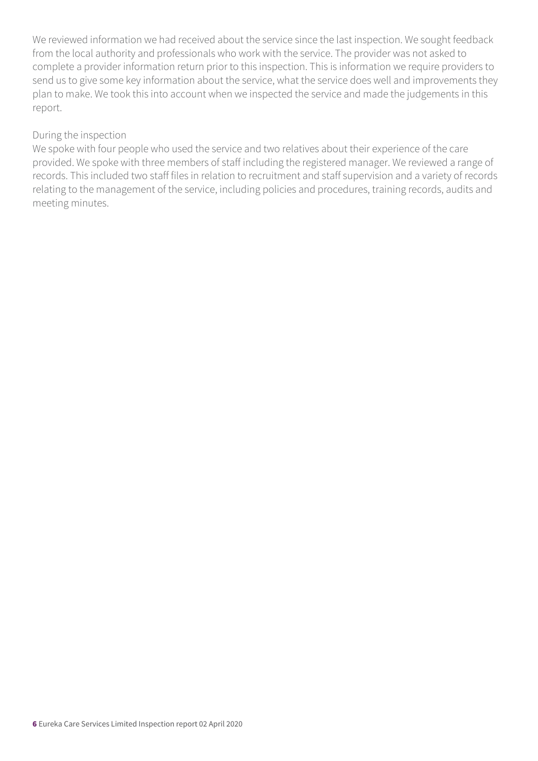We reviewed information we had received about the service since the last inspection. We sought feedback from the local authority and professionals who work with the service. The provider was not asked to complete a provider information return prior to this inspection. This is information we require providers to send us to give some key information about the service, what the service does well and improvements they plan to make. We took this into account when we inspected the service and made the judgements in this report.

During the inspection

We spoke with four people who used the service and two relatives about their experience of the care provided. We spoke with three members of staff including the registered manager. We reviewed a range of records. This included two staff files in relation to recruitment and staff supervision and a variety of records relating to the management of the service, including policies and procedures, training records, audits and meeting minutes.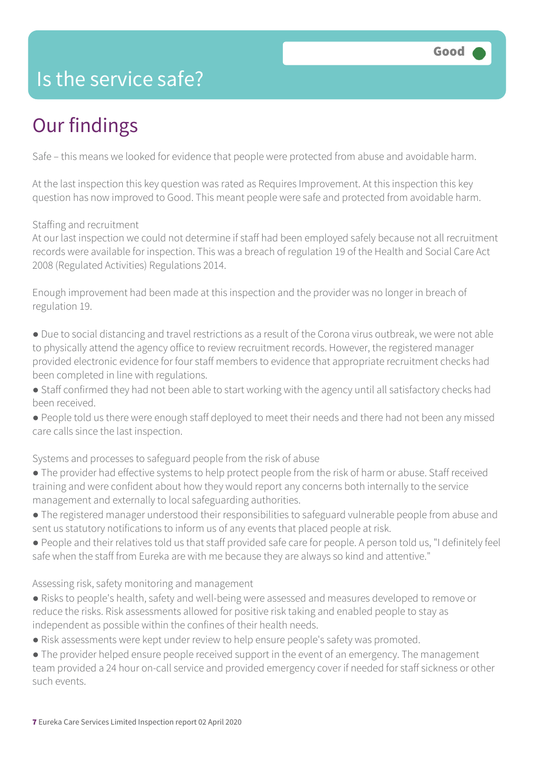# Is the service safe?

**Good**

## Our findings

Safe – this means we looked for evidence that people were protected from abuse and avoidable harm.

At the last inspection this key question was rated as Requires Improvement. At this inspection this key question has now improved to Good. This meant people were safe and protected from avoidable harm.

Staffing and recruitment
At our last inspection we could not determine if staff had been employed safely because not all recruitment records were available for inspection. This was a breach of regulation 19 of the Health and Social Care Act 2008 (Regulated Activities) Regulations 2014.

Enough improvement had been made at this inspection and the provider was no longer in breach of regulation 19.

- Due to social distancing and travel restrictions as a result of the Corona virus outbreak, we were not able to physically attend the agency office to review recruitment records. However, the registered manager provided electronic evidence for four staff members to evidence that appropriate recruitment checks had been completed in line with regulations.
- Staff confirmed they had not been able to start working with the agency until all satisfactory checks had been received.
- People told us there were enough staff deployed to meet their needs and there had not been any missed care calls since the last inspection.

Systems and processes to safeguard people from the risk of abuse
- The provider had effective systems to help protect people from the risk of harm or abuse. Staff received training and were confident about how they would report any concerns both internally to the service management and externally to local safeguarding authorities.
- The registered manager understood their responsibilities to safeguard vulnerable people from abuse and sent us statutory notifications to inform us of any events that placed people at risk.
- People and their relatives told us that staff provided safe care for people. A person told us, "I definitely feel safe when the staff from Eureka are with me because they are always so kind and attentive."

Assessing risk, safety monitoring and management
- Risks to people's health, safety and well-being were assessed and measures developed to remove or reduce the risks. Risk assessments allowed for positive risk taking and enabled people to stay as independent as possible within the confines of their health needs.
- Risk assessments were kept under review to help ensure people's safety was promoted.
- The provider helped ensure people received support in the event of an emergency. The management team provided a 24 hour on-call service and provided emergency cover if needed for staff sickness or other such events.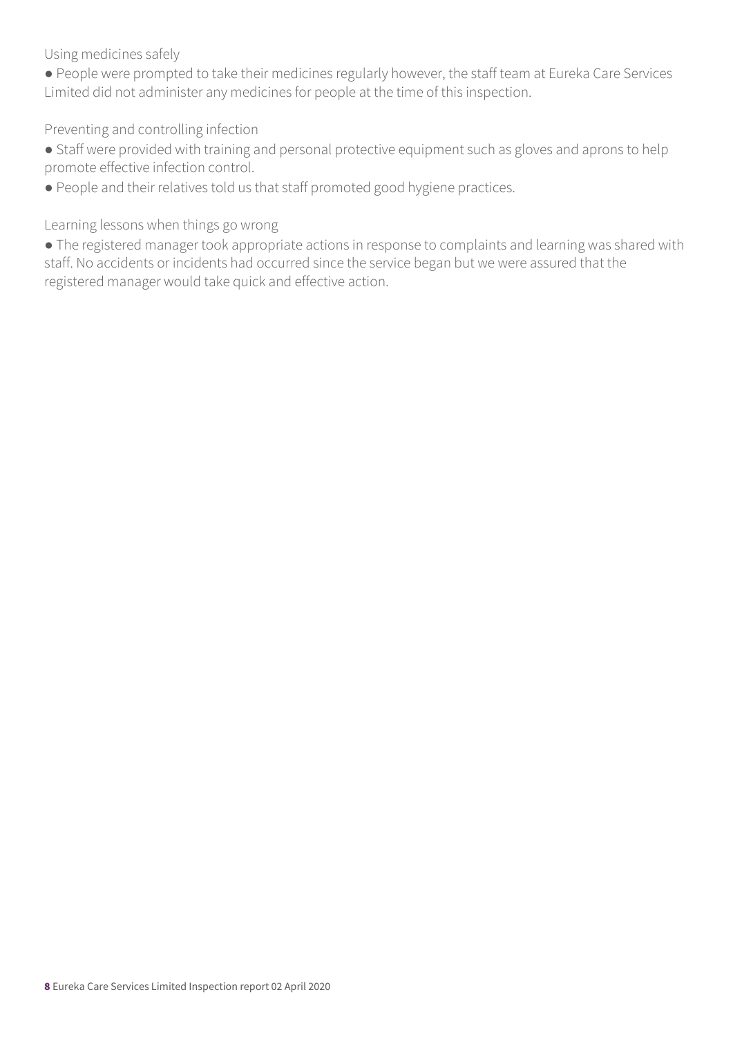### Using medicines safely

- People were prompted to take their medicines regularly however, the staff team at Eureka Care Services Limited did not administer any medicines for people at the time of this inspection.

### Preventing and controlling infection

- Staff were provided with training and personal protective equipment such as gloves and aprons to help promote effective infection control.
- People and their relatives told us that staff promoted good hygiene practices.

### Learning lessons when things go wrong

- The registered manager took appropriate actions in response to complaints and learning was shared with staff. No accidents or incidents had occurred since the service began but we were assured that the registered manager would take quick and effective action.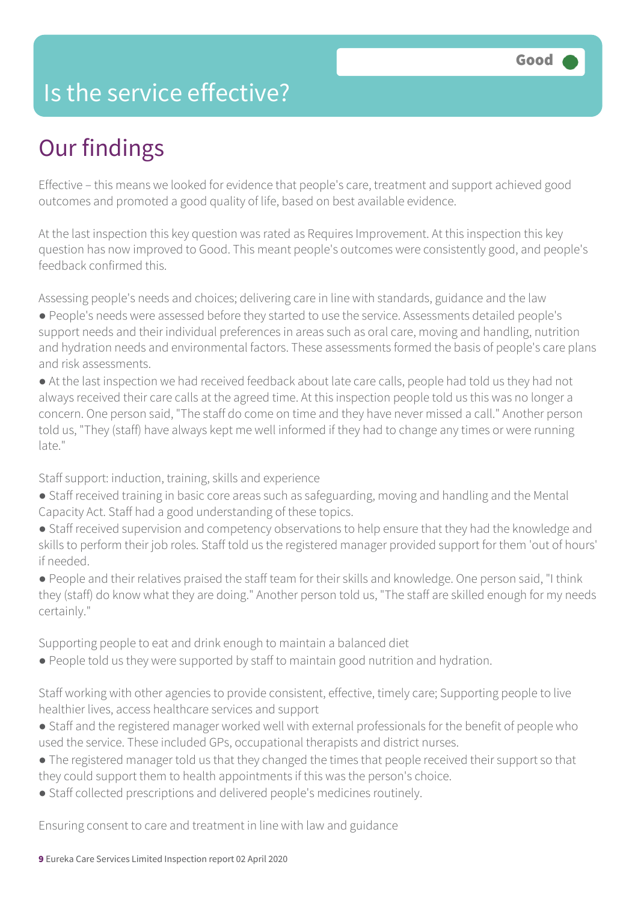# Is the service effective?

Good

## Our findings

Effective – this means we looked for evidence that people's care, treatment and support achieved good outcomes and promoted a good quality of life, based on best available evidence.

At the last inspection this key question was rated as Requires Improvement. At this inspection this key question has now improved to Good. This meant people's outcomes were consistently good, and people's feedback confirmed this.

Assessing people's needs and choices; delivering care in line with standards, guidance and the law

- People's needs were assessed before they started to use the service. Assessments detailed people's support needs and their individual preferences in areas such as oral care, moving and handling, nutrition and hydration needs and environmental factors. These assessments formed the basis of people's care plans and risk assessments.
- At the last inspection we had received feedback about late care calls, people had told us they had not always received their care calls at the agreed time. At this inspection people told us this was no longer a concern. One person said, "The staff do come on time and they have never missed a call." Another person told us, "They (staff) have always kept me well informed if they had to change any times or were running late."

Staff support: induction, training, skills and experience

- Staff received training in basic core areas such as safeguarding, moving and handling and the Mental Capacity Act. Staff had a good understanding of these topics.
- Staff received supervision and competency observations to help ensure that they had the knowledge and skills to perform their job roles. Staff told us the registered manager provided support for them 'out of hours' if needed.
- People and their relatives praised the staff team for their skills and knowledge. One person said, "I think they (staff) do know what they are doing." Another person told us, "The staff are skilled enough for my needs certainly."

Supporting people to eat and drink enough to maintain a balanced diet

- People told us they were supported by staff to maintain good nutrition and hydration.

Staff working with other agencies to provide consistent, effective, timely care; Supporting people to live healthier lives, access healthcare services and support

- Staff and the registered manager worked well with external professionals for the benefit of people who used the service. These included GPs, occupational therapists and district nurses.
- The registered manager told us that they changed the times that people received their support so that they could support them to health appointments if this was the person's choice.
- Staff collected prescriptions and delivered people's medicines routinely.

Ensuring consent to care and treatment in line with law and guidance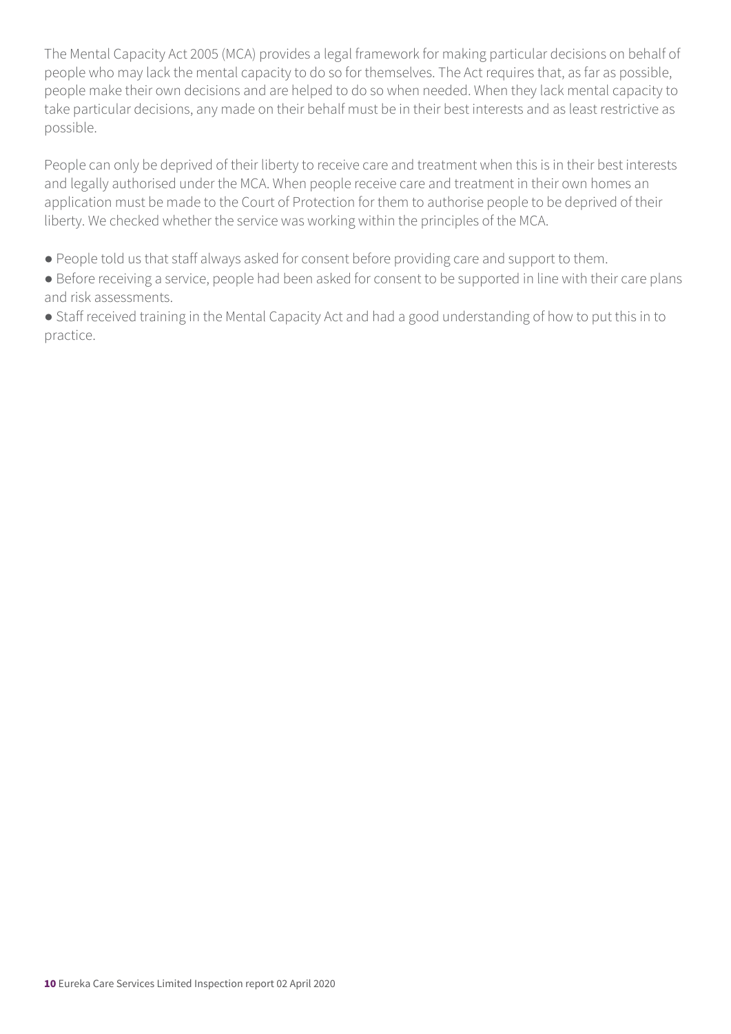The Mental Capacity Act 2005 (MCA) provides a legal framework for making particular decisions on behalf of people who may lack the mental capacity to do so for themselves. The Act requires that, as far as possible, people make their own decisions and are helped to do so when needed. When they lack mental capacity to take particular decisions, any made on their behalf must be in their best interests and as least restrictive as possible.

People can only be deprived of their liberty to receive care and treatment when this is in their best interests and legally authorised under the MCA. When people receive care and treatment in their own homes an application must be made to the Court of Protection for them to authorise people to be deprived of their liberty. We checked whether the service was working within the principles of the MCA.

- People told us that staff always asked for consent before providing care and support to them.
- Before receiving a service, people had been asked for consent to be supported in line with their care plans and risk assessments.
- Staff received training in the Mental Capacity Act and had a good understanding of how to put this in to practice.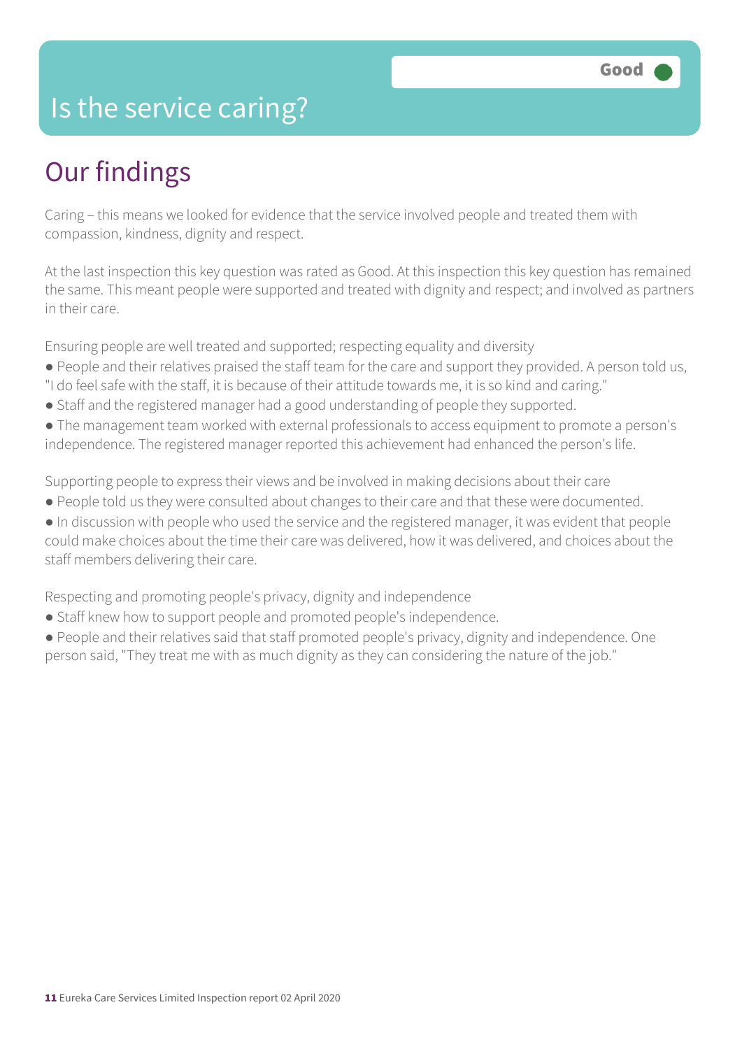# Is the service caring?

**Good**

## Our findings

Caring – this means we looked for evidence that the service involved people and treated them with compassion, kindness, dignity and respect.

At the last inspection this key question was rated as Good. At this inspection this key question has remained the same. This meant people were supported and treated with dignity and respect; and involved as partners in their care.

Ensuring people are well treated and supported; respecting equality and diversity

- People and their relatives praised the staff team for the care and support they provided. A person told us, "I do feel safe with the staff, it is because of their attitude towards me, it is so kind and caring."
- Staff and the registered manager had a good understanding of people they supported.
- The management team worked with external professionals to access equipment to promote a person's independence. The registered manager reported this achievement had enhanced the person's life.

Supporting people to express their views and be involved in making decisions about their care

- People told us they were consulted about changes to their care and that these were documented.
- In discussion with people who used the service and the registered manager, it was evident that people could make choices about the time their care was delivered, how it was delivered, and choices about the staff members delivering their care.

Respecting and promoting people's privacy, dignity and independence

- Staff knew how to support people and promoted people's independence.
- People and their relatives said that staff promoted people's privacy, dignity and independence. One person said, "They treat me with as much dignity as they can considering the nature of the job."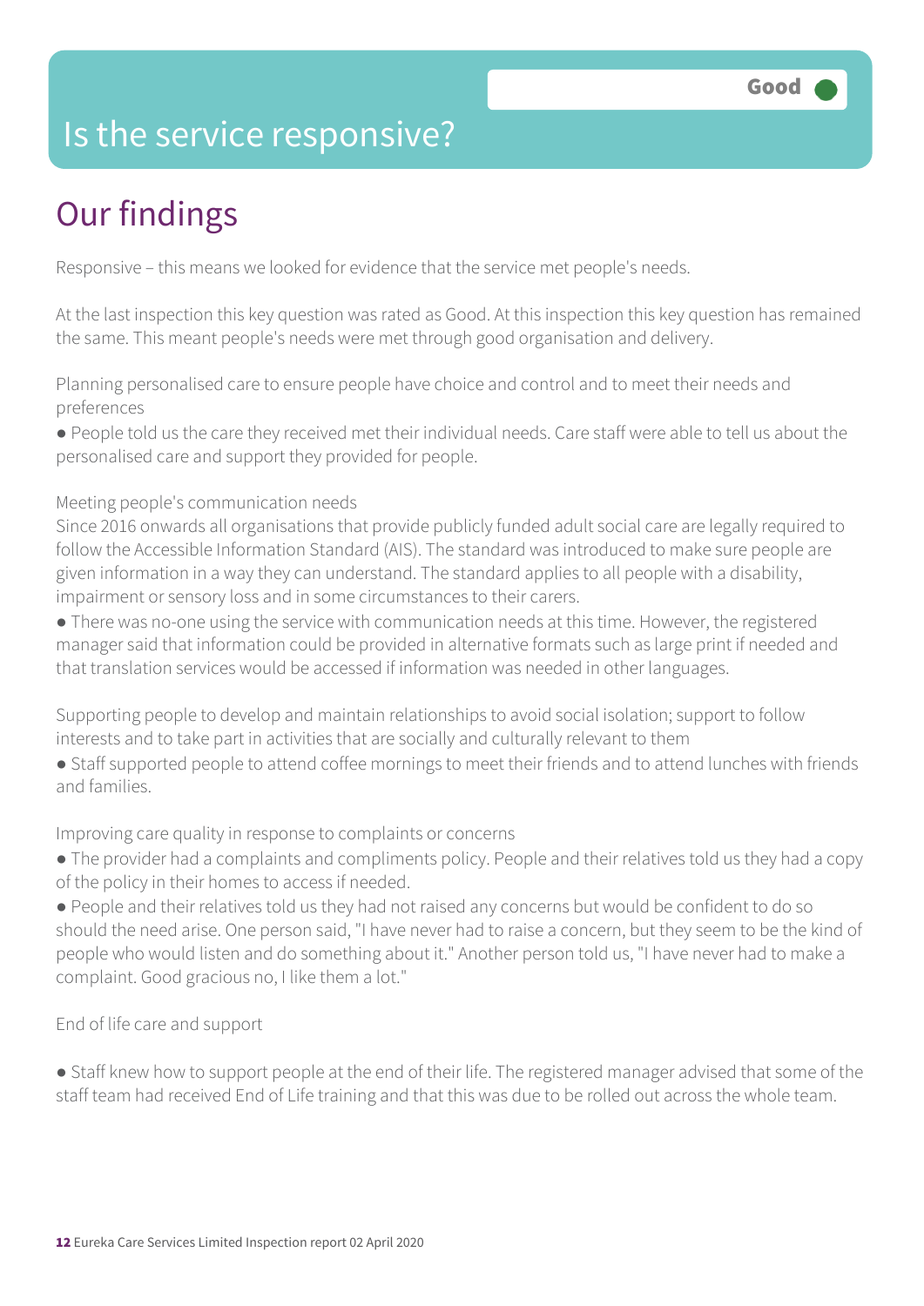Good

# Is the service responsive?

## Our findings

Responsive – this means we looked for evidence that the service met people's needs.

At the last inspection this key question was rated as Good. At this inspection this key question has remained the same. This meant people's needs were met through good organisation and delivery.

Planning personalised care to ensure people have choice and control and to meet their needs and preferences

- People told us the care they received met their individual needs. Care staff were able to tell us about the personalised care and support they provided for people.

Meeting people's communication needs
Since 2016 onwards all organisations that provide publicly funded adult social care are legally required to follow the Accessible Information Standard (AIS). The standard was introduced to make sure people are given information in a way they can understand. The standard applies to all people with a disability, impairment or sensory loss and in some circumstances to their carers.

- There was no-one using the service with communication needs at this time. However, the registered manager said that information could be provided in alternative formats such as large print if needed and that translation services would be accessed if information was needed in other languages.

Supporting people to develop and maintain relationships to avoid social isolation; support to follow interests and to take part in activities that are socially and culturally relevant to them

- Staff supported people to attend coffee mornings to meet their friends and to attend lunches with friends and families.

Improving care quality in response to complaints or concerns

- The provider had a complaints and compliments policy. People and their relatives told us they had a copy of the policy in their homes to access if needed.
- People and their relatives told us they had not raised any concerns but would be confident to do so should the need arise. One person said, "I have never had to raise a concern, but they seem to be the kind of people who would listen and do something about it." Another person told us, "I have never had to make a complaint. Good gracious no, I like them a lot."

End of life care and support

- Staff knew how to support people at the end of their life. The registered manager advised that some of the staff team had received End of Life training and that this was due to be rolled out across the whole team.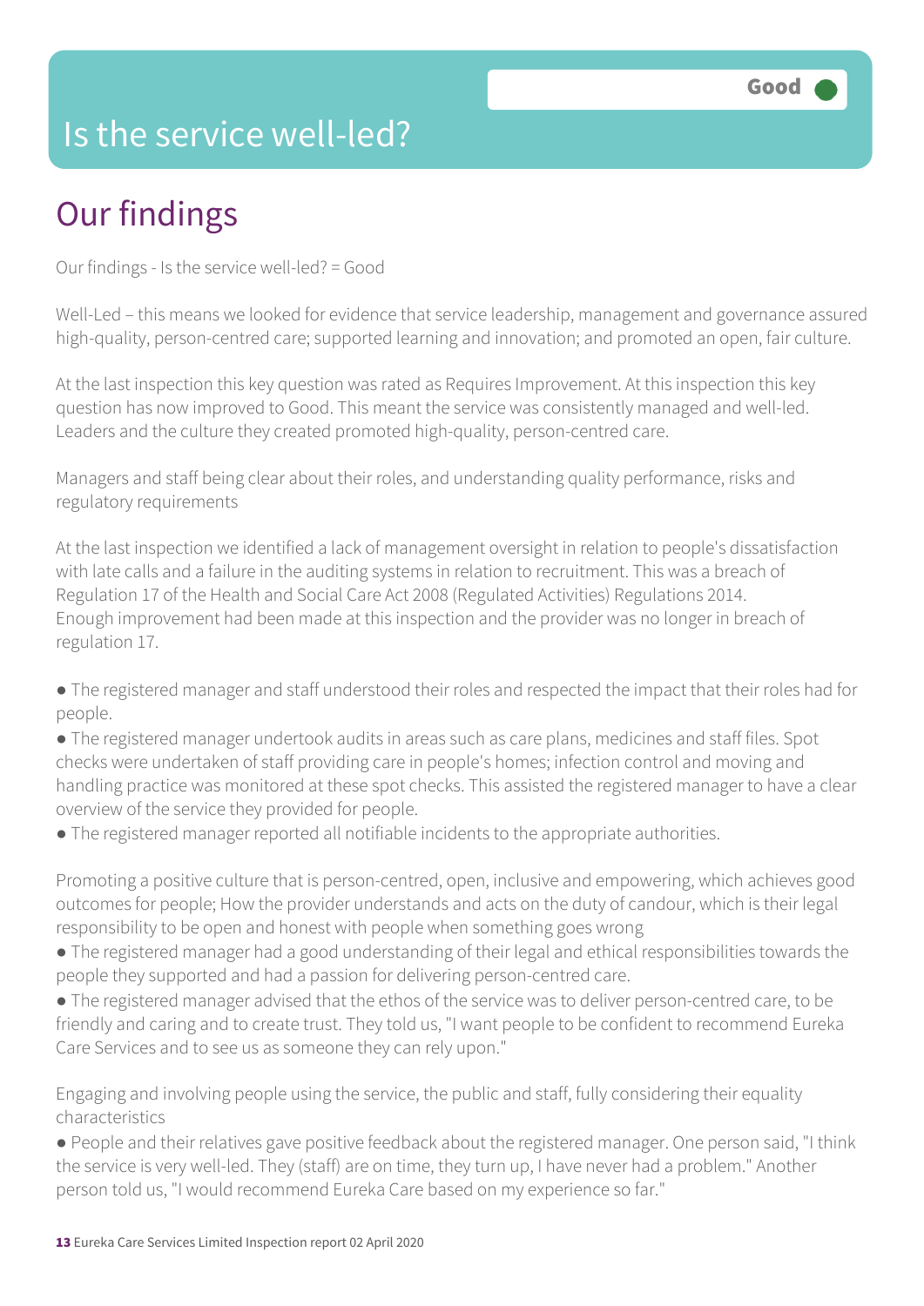Good

# Is the service well-led?

## Our findings

Our findings - Is the service well-led? = Good

Well-Led – this means we looked for evidence that service leadership, management and governance assured high-quality, person-centred care; supported learning and innovation; and promoted an open, fair culture.

At the last inspection this key question was rated as Requires Improvement. At this inspection this key question has now improved to Good. This meant the service was consistently managed and well-led. Leaders and the culture they created promoted high-quality, person-centred care.

Managers and staff being clear about their roles, and understanding quality performance, risks and regulatory requirements

At the last inspection we identified a lack of management oversight in relation to people's dissatisfaction with late calls and a failure in the auditing systems in relation to recruitment. This was a breach of Regulation 17 of the Health and Social Care Act 2008 (Regulated Activities) Regulations 2014. Enough improvement had been made at this inspection and the provider was no longer in breach of regulation 17.

- The registered manager and staff understood their roles and respected the impact that their roles had for people.
- The registered manager undertook audits in areas such as care plans, medicines and staff files. Spot checks were undertaken of staff providing care in people's homes; infection control and moving and handling practice was monitored at these spot checks. This assisted the registered manager to have a clear overview of the service they provided for people.
- The registered manager reported all notifiable incidents to the appropriate authorities.

Promoting a positive culture that is person-centred, open, inclusive and empowering, which achieves good outcomes for people; How the provider understands and acts on the duty of candour, which is their legal responsibility to be open and honest with people when something goes wrong

- The registered manager had a good understanding of their legal and ethical responsibilities towards the people they supported and had a passion for delivering person-centred care.
- The registered manager advised that the ethos of the service was to deliver person-centred care, to be friendly and caring and to create trust. They told us, "I want people to be confident to recommend Eureka Care Services and to see us as someone they can rely upon."

Engaging and involving people using the service, the public and staff, fully considering their equality characteristics

- People and their relatives gave positive feedback about the registered manager. One person said, "I think the service is very well-led. They (staff) are on time, they turn up, I have never had a problem." Another person told us, "I would recommend Eureka Care based on my experience so far."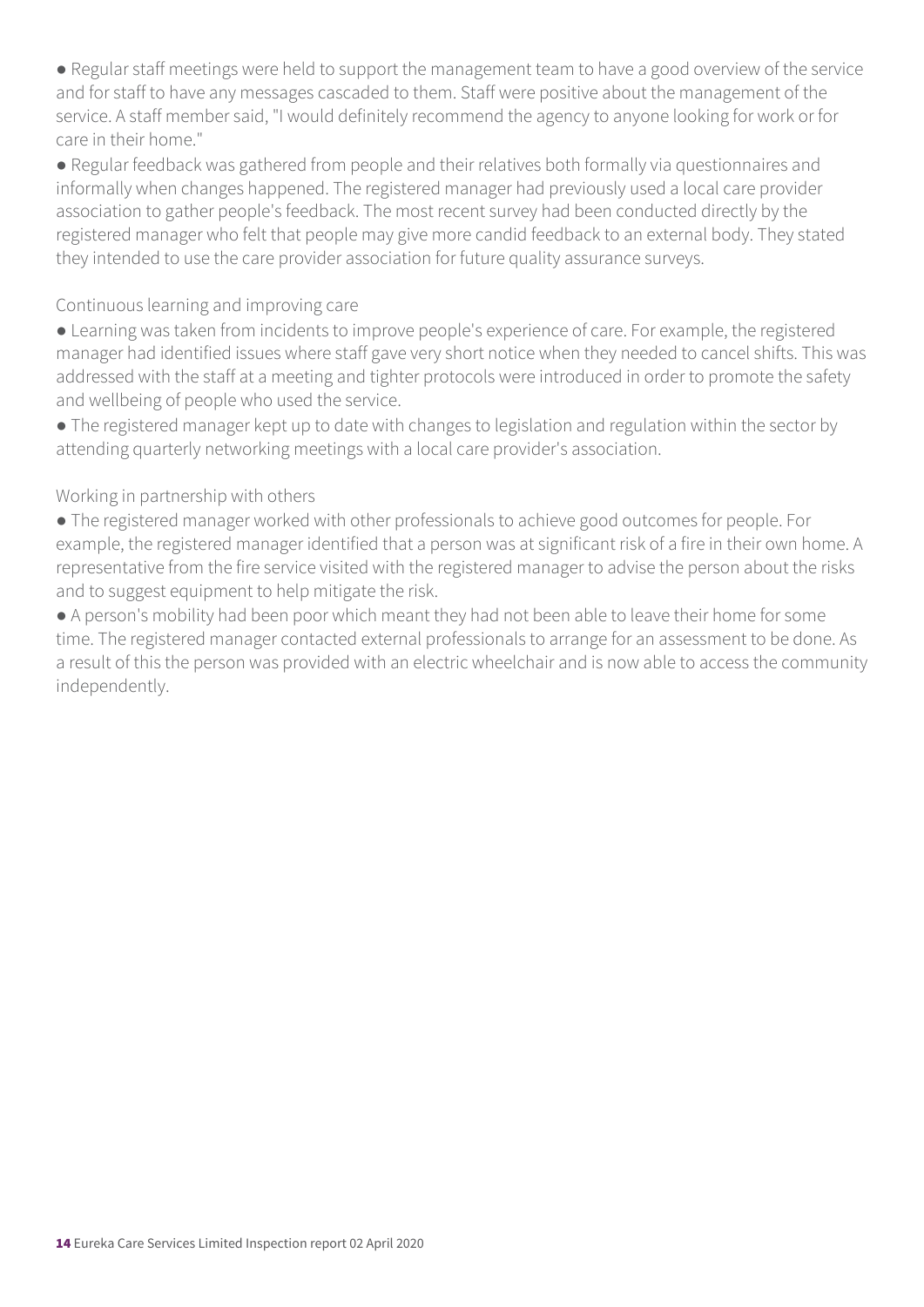- Regular staff meetings were held to support the management team to have a good overview of the service and for staff to have any messages cascaded to them. Staff were positive about the management of the service. A staff member said, "I would definitely recommend the agency to anyone looking for work or for care in their home."
- Regular feedback was gathered from people and their relatives both formally via questionnaires and informally when changes happened. The registered manager had previously used a local care provider association to gather people's feedback. The most recent survey had been conducted directly by the registered manager who felt that people may give more candid feedback to an external body. They stated they intended to use the care provider association for future quality assurance surveys.

Continuous learning and improving care

- Learning was taken from incidents to improve people's experience of care. For example, the registered manager had identified issues where staff gave very short notice when they needed to cancel shifts. This was addressed with the staff at a meeting and tighter protocols were introduced in order to promote the safety and wellbeing of people who used the service.
- The registered manager kept up to date with changes to legislation and regulation within the sector by attending quarterly networking meetings with a local care provider's association.

Working in partnership with others

- The registered manager worked with other professionals to achieve good outcomes for people. For example, the registered manager identified that a person was at significant risk of a fire in their own home. A representative from the fire service visited with the registered manager to advise the person about the risks and to suggest equipment to help mitigate the risk.
- A person's mobility had been poor which meant they had not been able to leave their home for some time. The registered manager contacted external professionals to arrange for an assessment to be done. As a result of this the person was provided with an electric wheelchair and is now able to access the community independently.